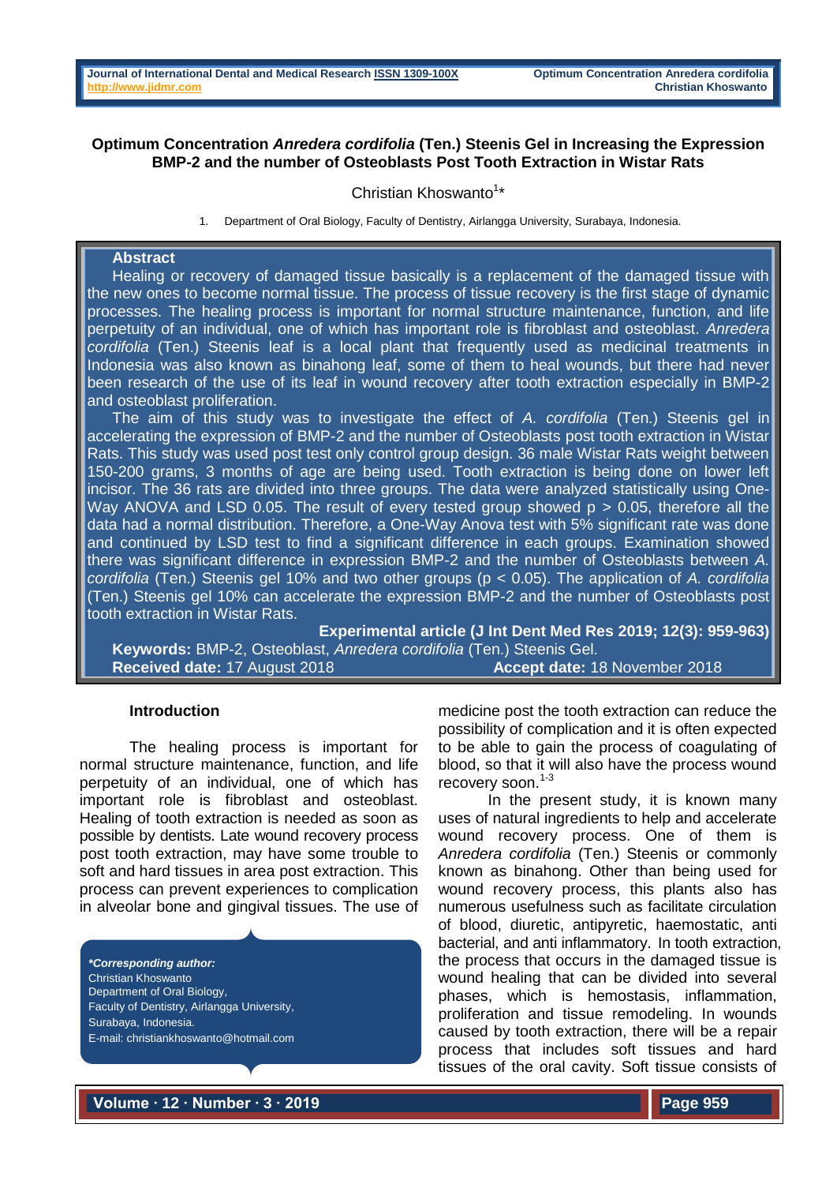# Optimum Concentration *Anredera cordifolia* (Ten.) Steenis Gel in Increasing the Expression BMP-2 and the number of Osteoblasts Post Tooth Extraction in Wistar Rats

Christian Khoswanto[1]*

1. Department of Oral Biology, Faculty of Dentistry, Airlangga University, Surabaya, Indonesia.

## Abstract

Healing or recovery of damaged tissue basically is a replacement of the damaged tissue with the new ones to become normal tissue. The process of tissue recovery is the first stage of dynamic processes. The healing process is important for normal structure maintenance, function, and life perpetuity of an individual, one of which has important role is fibroblast and osteoblast. *Anredera cordifolia* (Ten.) Steenis leaf is a local plant that frequently used as medicinal treatments in Indonesia was also known as binahong leaf, some of them to heal wounds, but there had never been research of the use of its leaf in wound recovery after tooth extraction especially in BMP-2 and osteoblast proliferation.

The aim of this study was to investigate the effect of *A. cordifolia* (Ten.) Steenis gel in accelerating the expression of BMP-2 and the number of Osteoblasts post tooth extraction in Wistar Rats. This study was used post test only control group design. 36 male Wistar Rats weight between 150-200 grams, 3 months of age are being used. Tooth extraction is being done on lower left incisor. The 36 rats are divided into three groups. The data were analyzed statistically using One-Way ANOVA and LSD 0.05. The result of every tested group showed $p > 0.05$, therefore all the data had a normal distribution. Therefore, a One-Way Anova test with 5% significant rate was done and continued by LSD test to find a significant difference in each groups. Examination showed there was significant difference in expression BMP-2 and the number of Osteoblasts between *A. cordifolia* (Ten.) Steenis gel 10% and two other groups ($p < 0.05$). The application of *A. cordifolia* (Ten.) Steenis gel 10% can accelerate the expression BMP-2 and the number of Osteoblasts post tooth extraction in Wistar Rats.

**Experimental article (J Int Dent Med Res 2019; 12(3): 959-963)**

**Keywords:** BMP-2, Osteoblast, *Anredera cordifolia* (Ten.) Steenis Gel.

**Received date:** 17 August 2018 **Accept date:** 18 November 2018

## Introduction

The healing process is important for normal structure maintenance, function, and life perpetuity of an individual, one of which has important role is fibroblast and osteoblast. Healing of tooth extraction is needed as soon as possible by dentists. Late wound recovery process post tooth extraction, may have some trouble to soft and hard tissues in area post extraction. This process can prevent experiences to complication in alveolar bone and gingival tissues. The use of medicine post the tooth extraction can reduce the possibility of complication and it is often expected to be able to gain the process of coagulating of blood, so that it will also have the process wound recovery soon.[1-3]

In the present study, it is known many uses of natural ingredients to help and accelerate wound recovery process. One of them is *Anredera cordifolia* (Ten.) Steenis or commonly known as binahong. Other than being used for wound recovery process, this plants also has numerous usefulness such as facilitate circulation of blood, diuretic, antipyretic, haemostatic, anti bacterial, and anti inflammatory. In tooth extraction, the process that occurs in the damaged tissue is wound healing that can be divided into several phases, which is hemostasis, inflammation, proliferation and tissue remodeling. In wounds caused by tooth extraction, there will be a repair process that includes soft tissues and hard tissues of the oral cavity. Soft tissue consists of

***Corresponding author:***
Christian Khoswanto
Department of Oral Biology,
Faculty of Dentistry, Airlangga University,
Surabaya, Indonesia.
E-mail: christiankhoswanto@hotmail.com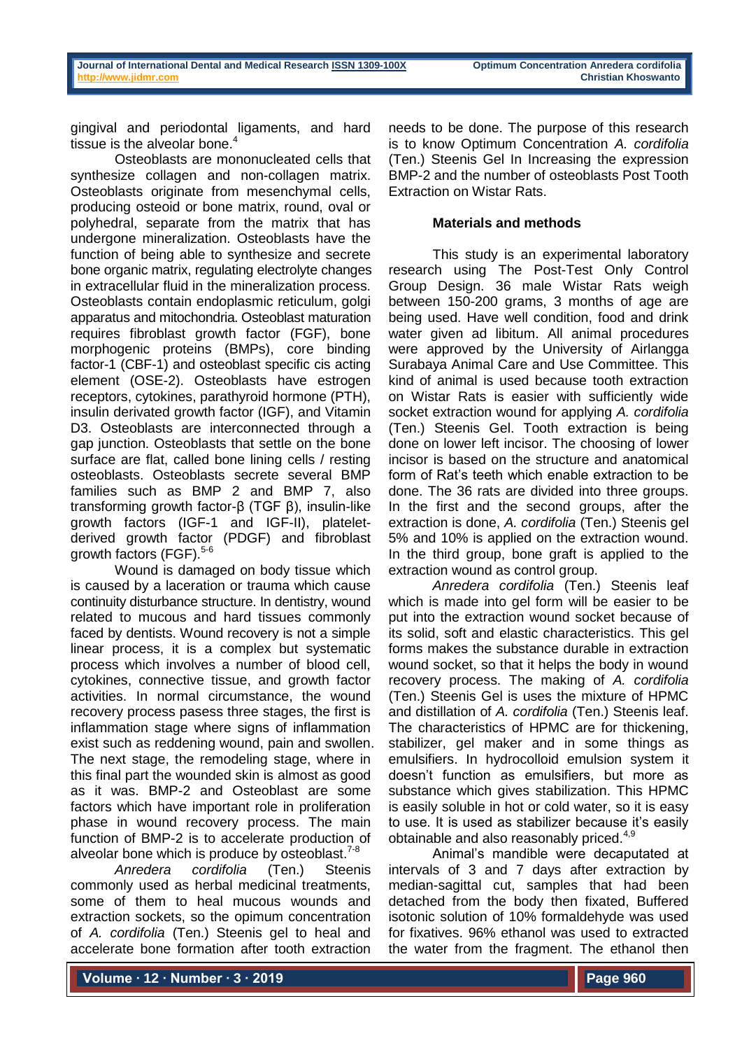gingival and periodontal ligaments, and hard tissue is the alveolar bone.[4]

Osteoblasts are mononucleated cells that synthesize collagen and non-collagen matrix. Osteoblasts originate from mesenchymal cells, producing osteoid or bone matrix, round, oval or polyhedral, separate from the matrix that has undergone mineralization. Osteoblasts have the function of being able to synthesize and secrete bone organic matrix, regulating electrolyte changes in extracellular fluid in the mineralization process. Osteoblasts contain endoplasmic reticulum, golgi apparatus and mitochondria. Osteoblast maturation requires fibroblast growth factor (FGF), bone morphogenic proteins (BMPs), core binding factor-1 (CBF-1) and osteoblast specific cis acting element (OSE-2). Osteoblasts have estrogen receptors, cytokines, parathyroid hormone (PTH), insulin derivated growth factor (IGF), and Vitamin D3. Osteoblasts are interconnected through a gap junction. Osteoblasts that settle on the bone surface are flat, called bone lining cells / resting osteoblasts. Osteoblasts secrete several BMP families such as BMP 2 and BMP 7, also transforming growth factor-β (TGF β), insulin-like growth factors (IGF-1 and IGF-II), platelet-derived growth factor (PDGF) and fibroblast growth factors (FGF).[5-6]

Wound is damaged on body tissue which is caused by a laceration or trauma which cause continuity disturbance structure. In dentistry, wound related to mucous and hard tissues commonly faced by dentists. Wound recovery is not a simple linear process, it is a complex but systematic process which involves a number of blood cell, cytokines, connective tissue, and growth factor activities. In normal circumstance, the wound recovery process pasess three stages, the first is inflammation stage where signs of inflammation exist such as reddening wound, pain and swollen. The next stage, the remodeling stage, where in this final part the wounded skin is almost as good as it was. BMP-2 and Osteoblast are some factors which have important role in proliferation phase in wound recovery process. The main function of BMP-2 is to accelerate production of alveolar bone which is produce by osteoblast.[7-8]

*Anredera cordifolia* (Ten.) Steenis commonly used as herbal medicinal treatments, some of them to heal mucous wounds and extraction sockets, so the opimum concentration of *A. cordifolia* (Ten.) Steenis gel to heal and accelerate bone formation after tooth extraction needs to be done. The purpose of this research is to know Optimum Concentration *A. cordifolia* (Ten.) Steenis Gel In Increasing the expression BMP-2 and the number of osteoblasts Post Tooth Extraction on Wistar Rats.

## Materials and methods

This study is an experimental laboratory research using The Post-Test Only Control Group Design. 36 male Wistar Rats weigh between 150-200 grams, 3 months of age are being used. Have well condition, food and drink water given ad libitum. All animal procedures were approved by the University of Airlangga Surabaya Animal Care and Use Committee. This kind of animal is used because tooth extraction on Wistar Rats is easier with sufficiently wide socket extraction wound for applying *A. cordifolia* (Ten.) Steenis Gel. Tooth extraction is being done on lower left incisor. The choosing of lower incisor is based on the structure and anatomical form of Rat's teeth which enable extraction to be done. The 36 rats are divided into three groups. In the first and the second groups, after the extraction is done, *A. cordifolia* (Ten.) Steenis gel 5% and 10% is applied on the extraction wound. In the third group, bone graft is applied to the extraction wound as control group.

*Anredera cordifolia* (Ten.) Steenis leaf which is made into gel form will be easier to be put into the extraction wound socket because of its solid, soft and elastic characteristics. This gel forms makes the substance durable in extraction wound socket, so that it helps the body in wound recovery process. The making of *A. cordifolia* (Ten.) Steenis Gel is uses the mixture of HPMC and distillation of *A. cordifolia* (Ten.) Steenis leaf. The characteristics of HPMC are for thickening, stabilizer, gel maker and in some things as emulsifiers. In hydrocolloid emulsion system it doesn't function as emulsifiers, but more as substance which gives stabilization. This HPMC is easily soluble in hot or cold water, so it is easy to use. It is used as stabilizer because it's easily obtainable and also reasonably priced.[4,9]

Animal's mandible were decaputated at intervals of 3 and 7 days after extraction by median-sagittal cut, samples that had been detached from the body then fixated, Buffered isotonic solution of 10% formaldehyde was used for fixatives. 96% ethanol was used to extracted the water from the fragment. The ethanol then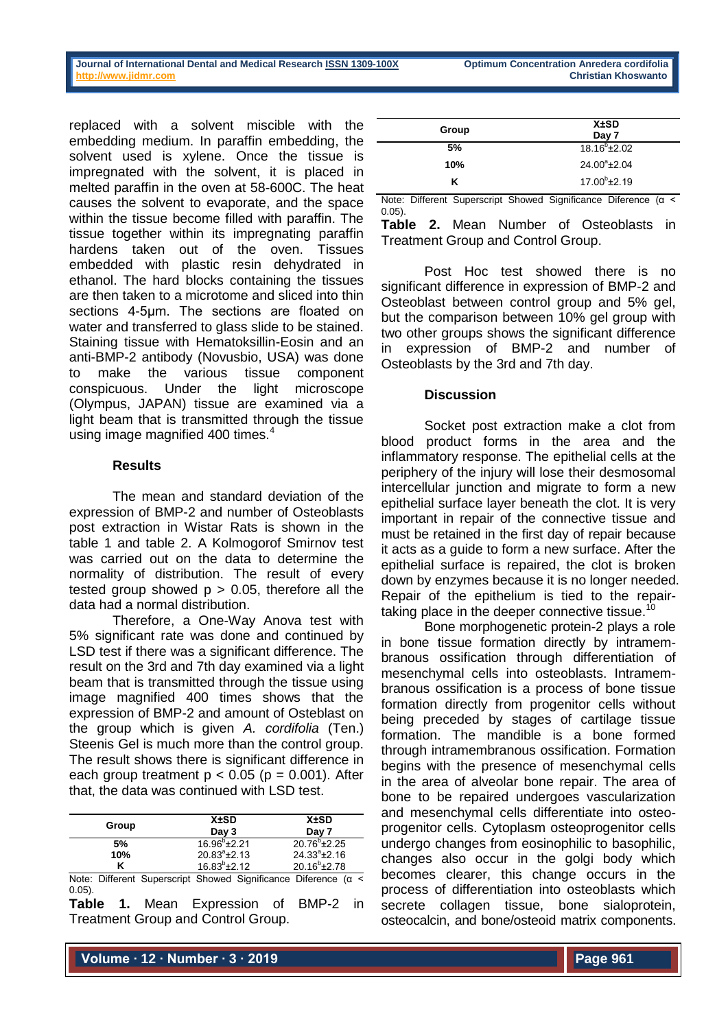replaced with a solvent miscible with the embedding medium. In paraffin embedding, the solvent used is xylene. Once the tissue is impregnated with the solvent, it is placed in melted paraffin in the oven at 58-600C. The heat causes the solvent to evaporate, and the space within the tissue become filled with paraffin. The tissue together within its impregnating paraffin hardens taken out of the oven. Tissues embedded with plastic resin dehydrated in ethanol. The hard blocks containing the tissues are then taken to a microtome and sliced into thin sections 4-5μm. The sections are floated on water and transferred to glass slide to be stained. Staining tissue with Hematoksillin-Eosin and an anti-BMP-2 antibody (Novusbio, USA) was done to make the various tissue component conspicuous. Under the light microscope (Olympus, JAPAN) tissue are examined via a light beam that is transmitted through the tissue using image magnified 400 times.[4]

### Results

The mean and standard deviation of the expression of BMP-2 and number of Osteoblasts post extraction in Wistar Rats is shown in the table 1 and table 2. A Kolmogorof Smirnov test was carried out on the data to determine the normality of distribution. The result of every tested group showed $p > 0.05$, therefore all the data had a normal distribution.

Therefore, a One-Way Anova test with 5% significant rate was done and continued by LSD test if there was a significant difference. The result on the 3rd and 7th day examined via a light beam that is transmitted through the tissue using image magnified 400 times shows that the expression of BMP-2 and amount of Osteblast on the group which is given *A. cordifolia* (Ten.) Steenis Gel is much more than the control group. The result shows there is significant difference in each group treatment $p < 0.05$ ($p = 0.001$). After that, the data was continued with LSD test.

| Group | X±SD Day 3 | X±SD Day 7 |
|---|---|---|
| 5% | $16.96^{b}\pm2.21$ | $20.76^{b}\pm2.25$ |
| 10% | $20.83^{a}\pm2.13$ | $24.33^{a}\pm2.16$ |
| K | $16.83^{b}\pm2.12$ | $20.16^{b}\pm2.78$ |

Note: Different Superscript Showed Significance Diference ($\alpha < 0.05$).

**Table 1.** Mean Expression of BMP-2 in Treatment Group and Control Group.

| Group | X±SD Day 7 |
|---|---|
| 5% | $18.16^{b}\pm2.02$ |
| 10% | $24.00^{a}\pm2.04$ |
| K | $17.00^{b}\pm2.19$ |

Note: Different Superscript Showed Significance Diference ($\alpha < 0.05$).

**Table 2.** Mean Number of Osteoblasts in Treatment Group and Control Group.

Post Hoc test showed there is no significant difference in expression of BMP-2 and Osteoblast between control group and 5% gel, but the comparison between 10% gel group with two other groups shows the significant difference in expression of BMP-2 and number of Osteoblasts by the 3rd and 7th day.

### Discussion

Socket post extraction make a clot from blood product forms in the area and the inflammatory response. The epithelial cells at the periphery of the injury will lose their desmosomal intercellular junction and migrate to form a new epithelial surface layer beneath the clot. It is very important in repair of the connective tissue and must be retained in the first day of repair because it acts as a guide to form a new surface. After the epithelial surface is repaired, the clot is broken down by enzymes because it is no longer needed. Repair of the epithelium is tied to the repair-taking place in the deeper connective tissue.[10]

Bone morphogenetic protein-2 plays a role in bone tissue formation directly by intramembranous ossification through differentiation of mesenchymal cells into osteoblasts. Intramembranous ossification is a process of bone tissue formation directly from progenitor cells without being preceded by stages of cartilage tissue formation. The mandible is a bone formed through intramembranous ossification. Formation begins with the presence of mesenchymal cells in the area of alveolar bone repair. The area of bone to be repaired undergoes vascularization and mesenchymal cells differentiate into osteoprogenitor cells. Cytoplasm osteoprogenitor cells undergo changes from eosinophilic to basophilic, changes also occur in the golgi body which becomes clearer, this change occurs in the process of differentiation into osteoblasts which secrete collagen tissue, bone sialoprotein, osteocalcin, and bone/osteoid matrix components.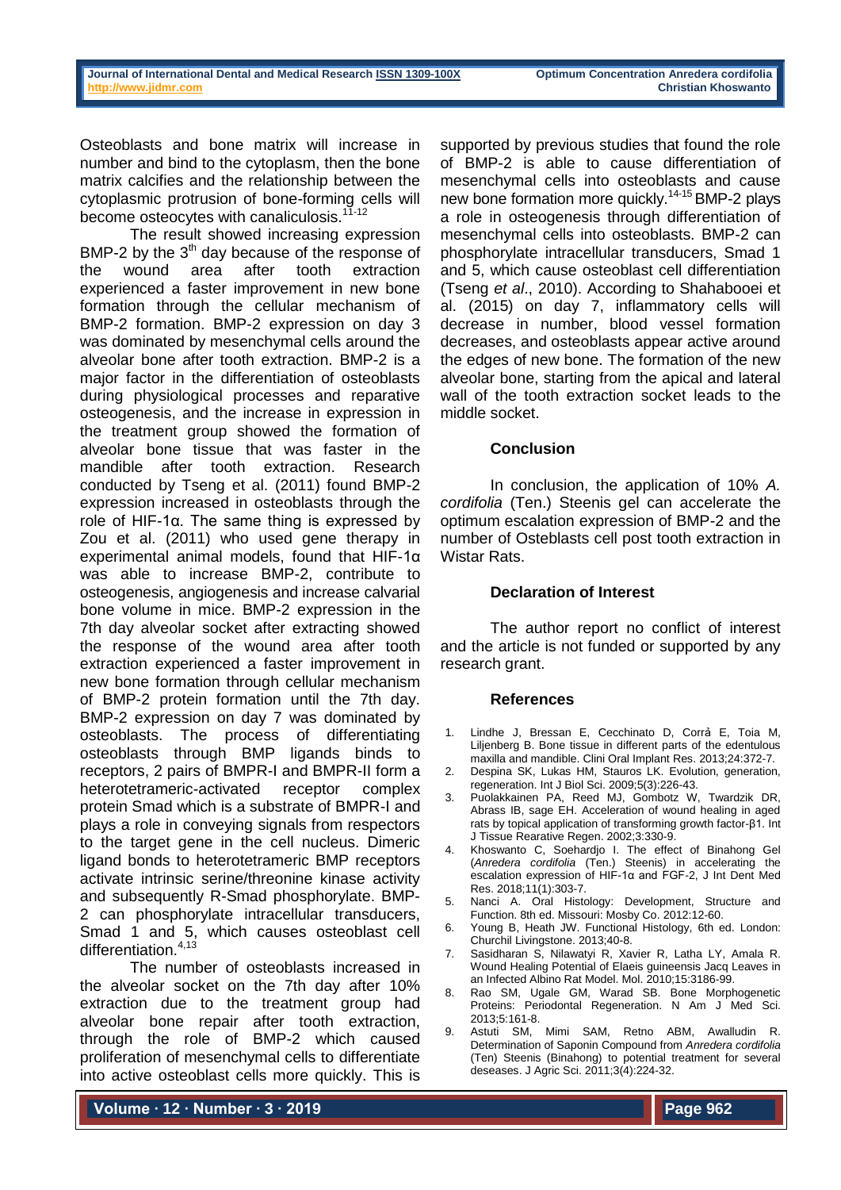Osteoblasts and bone matrix will increase in number and bind to the cytoplasm, then the bone matrix calcifies and the relationship between the cytoplasmic protrusion of bone-forming cells will become osteocytes with canaliculosis.[11-12]

The result showed increasing expression BMP-2 by the 3[th] day because of the response of the wound area after tooth extraction experienced a faster improvement in new bone formation through the cellular mechanism of BMP-2 formation. BMP-2 expression on day 3 was dominated by mesenchymal cells around the alveolar bone after tooth extraction. BMP-2 is a major factor in the differentiation of osteoblasts during physiological processes and reparative osteogenesis, and the increase in expression in the treatment group showed the formation of alveolar bone tissue that was faster in the mandible after tooth extraction. Research conducted by Tseng et al. (2011) found BMP-2 expression increased in osteoblasts through the role of HIF-1α. The same thing is expressed by Zou et al. (2011) who used gene therapy in experimental animal models, found that HIF-1α was able to increase BMP-2, contribute to osteogenesis, angiogenesis and increase calvarial bone volume in mice. BMP-2 expression in the 7th day alveolar socket after extracting showed the response of the wound area after tooth extraction experienced a faster improvement in new bone formation through cellular mechanism of BMP-2 protein formation until the 7th day. BMP-2 expression on day 7 was dominated by osteoblasts. The process of differentiating osteoblasts through BMP ligands binds to receptors, 2 pairs of BMPR-I and BMPR-II form a heterotetrameric-activated receptor complex protein Smad which is a substrate of BMPR-I and plays a role in conveying signals from respectors to the target gene in the cell nucleus. Dimeric ligand bonds to heterotetrameric BMP receptors activate intrinsic serine/threonine kinase activity and subsequently R-Smad phosphorylate. BMP-2 can phosphorylate intracellular transducers, Smad 1 and 5, which causes osteoblast cell differentiation.[4,13]

The number of osteoblasts increased in the alveolar socket on the 7th day after 10% extraction due to the treatment group had alveolar bone repair after tooth extraction, through the role of BMP-2 which caused proliferation of mesenchymal cells to differentiate into active osteoblast cells more quickly. This is supported by previous studies that found the role of BMP-2 is able to cause differentiation of mesenchymal cells into osteoblasts and cause new bone formation more quickly.[14-15] BMP-2 plays a role in osteogenesis through differentiation of mesenchymal cells into osteoblasts. BMP-2 can phosphorylate intracellular transducers, Smad 1 and 5, which cause osteoblast cell differentiation (Tseng *et al*., 2010). According to Shahabooei et al. (2015) on day 7, inflammatory cells will decrease in number, blood vessel formation decreases, and osteoblasts appear active around the edges of new bone. The formation of the new alveolar bone, starting from the apical and lateral wall of the tooth extraction socket leads to the middle socket.

## Conclusion

In conclusion, the application of 10% *A. cordifolia* (Ten.) Steenis gel can accelerate the optimum escalation expression of BMP-2 and the number of Osteoblasts cell post tooth extraction in Wistar Rats.

## Declaration of Interest

The author report no conflict of interest and the article is not funded or supported by any research grant.

## References

1. Lindhe J, Bressan E, Cecchinato D, Corrå E, Toia M, Liljenberg B. Bone tissue in different parts of the edentulous maxilla and mandible. Clini Oral Implant Res. 2013;24:372-7.
2. Despina SK, Lukas HM, Stauros LK. Evolution, generation, regeneration. Int J Biol Sci. 2009;5(3):226-43.
3. Puolakkainen PA, Reed MJ, Gombotz W, Twardzik DR, Abrass IB, sage EH. Acceleration of wound healing in aged rats by topical application of transforming growth factor-β1. Int J Tissue Rearative Regen. 2002;3:330-9.
4. Khoswanto C, Soehardjo I. The effect of Binahong Gel (*Anredera cordifolia* (Ten.) Steenis) in accelerating the escalation expression of HIF-1α and FGF-2, J Int Dent Med Res. 2018;11(1):303-7.
5. Nanci A. Oral Histology: Development, Structure and Function. 8th ed. Missouri: Mosby Co. 2012:12-60.
6. Young B, Heath JW. Functional Histology, 6th ed. London: Churchil Livingstone. 2013;40-8.
7. Sasidharan S, Nilawatyi R, Xavier R, Latha LY, Amala R. Wound Healing Potential of Elaeis guineensis Jacq Leaves in an Infected Albino Rat Model. Mol. 2010;15:3186-99.
8. Rao SM, Ugale GM, Warad SB. Bone Morphogenetic Proteins: Periodontal Regeneration. N Am J Med Sci. 2013;5:161-8.
9. Astuti SM, Mimi SAM, Retno ABM, Awalludin R. Determination of Saponin Compound from *Anredera cordifolia* (Ten) Steenis (Binahong) to potential treatment for several deseases. J Agric Sci. 2011;3(4):224-32.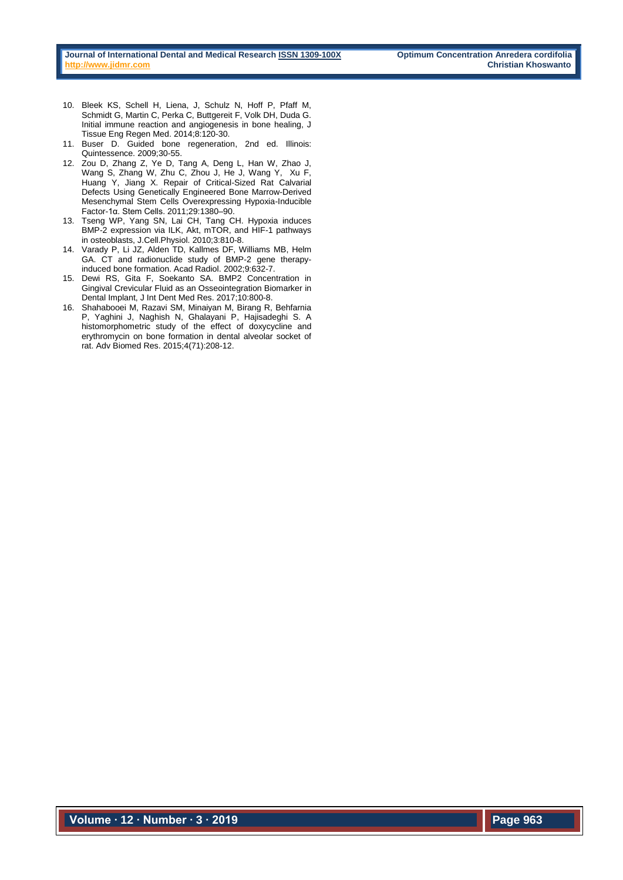10. Bleek KS, Schell H, Liena, J, Schulz N, Hoff P, Pfaff M, Schmidt G, Martin C, Perka C, Buttgereit F, Volk DH, Duda G. Initial immune reaction and angiogenesis in bone healing, J Tissue Eng Regen Med. 2014;8:120-30.
11. Buser D. Guided bone regeneration, 2nd ed. Illinois: Quintessence. 2009;30-55.
12. Zou D, Zhang Z, Ye D, Tang A, Deng L, Han W, Zhao J, Wang S, Zhang W, Zhu C, Zhou J, He J, Wang Y, Xu F, Huang Y, Jiang X. Repair of Critical-Sized Rat Calvarial Defects Using Genetically Engineered Bone Marrow-Derived Mesenchymal Stem Cells Overexpressing Hypoxia-Inducible Factor-1α. Stem Cells. 2011;29:1380–90.
13. Tseng WP, Yang SN, Lai CH, Tang CH. Hypoxia induces BMP-2 expression via ILK, Akt, mTOR, and HIF-1 pathways in osteoblasts, J.Cell.Physiol. 2010;3:810-8.
14. Varady P, Li JZ, Alden TD, Kallmes DF, Williams MB, Helm GA. CT and radionuclide study of BMP-2 gene therapy-induced bone formation. Acad Radiol. 2002;9:632-7.
15. Dewi RS, Gita F, Soekanto SA. BMP2 Concentration in Gingival Crevicular Fluid as an Osseointegration Biomarker in Dental Implant, J Int Dent Med Res. 2017;10:800-8.
16. Shahabooei M, Razavi SM, Minaiyan M, Birang R, Behfarnia P, Yaghini J, Naghish N, Ghalayani P, Hajisadeghi S. A histomorphometric study of the effect of doxycycline and erythromycin on bone formation in dental alveolar socket of rat. Adv Biomed Res. 2015;4(71):208-12.